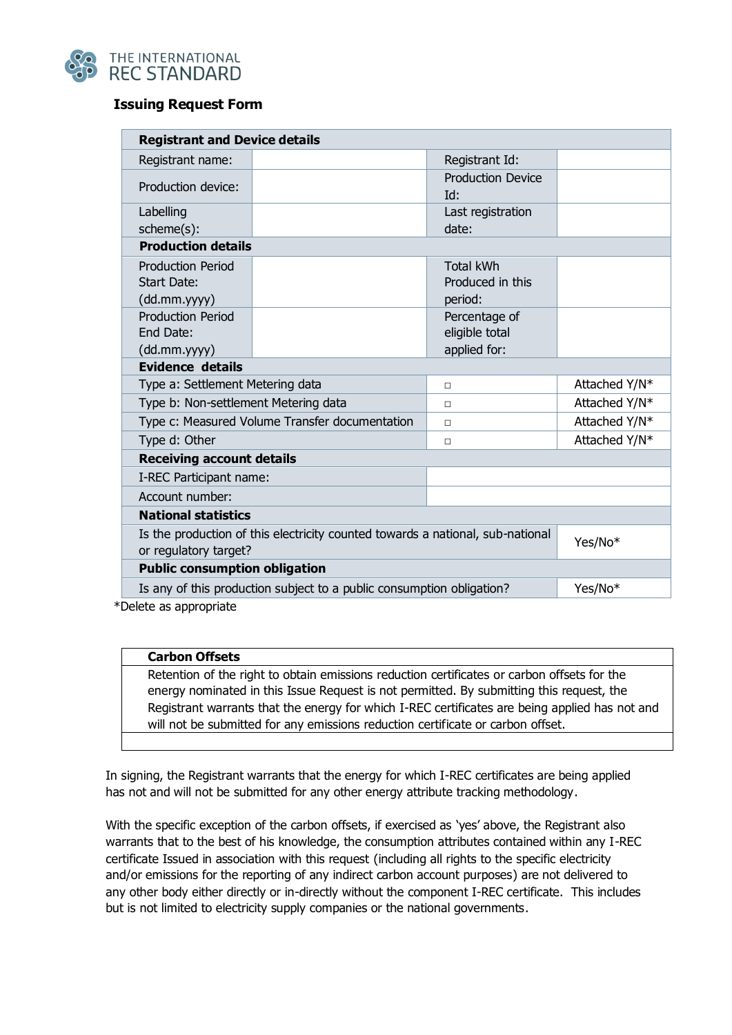THE INTERNATIONAL
REC STANDARD

## Issuing Request Form

| Registrant and Device details | | | |
|---|---|---|---|
| Registrant name: | | Registrant Id: | |
| Production device: | | Production Device Id: | |
| Labelling scheme(s): | | Last registration date: | |
| **Production details** | | | |
| Production Period Start Date: (dd.mm.yyyy) | | Total kWh Produced in this period: | |
| Production Period End Date: (dd.mm.yyyy) | | Percentage of eligible total applied for: | |
| **Evidence details** | | | |
| Type a: Settlement Metering data | | □ | Attached Y/N* |
| Type b: Non-settlement Metering data | | □ | Attached Y/N* |
| Type c: Measured Volume Transfer documentation | | □ | Attached Y/N* |
| Type d: Other | | □ | Attached Y/N* |
| **Receiving account details** | | | |
| I-REC Participant name: | | | |
| Account number: | | | |
| **National statistics** | | | |
| Is the production of this electricity counted towards a national, sub-national or regulatory target? | | | Yes/No* |
| **Public consumption obligation** | | | |
| Is any of this production subject to a public consumption obligation? | | | Yes/No* |

*Delete as appropriate

| Carbon Offsets |
|---|
| Retention of the right to obtain emissions reduction certificates or carbon offsets for the energy nominated in this Issue Request is not permitted. By submitting this request, the Registrant warrants that the energy for which I-REC certificates are being applied has not and will not be submitted for any emissions reduction certificate or carbon offset. |
| |

In signing, the Registrant warrants that the energy for which I-REC certificates are being applied has not and will not be submitted for any other energy attribute tracking methodology.

With the specific exception of the carbon offsets, if exercised as 'yes' above, the Registrant also warrants that to the best of his knowledge, the consumption attributes contained within any I-REC certificate Issued in association with this request (including all rights to the specific electricity and/or emissions for the reporting of any indirect carbon account purposes) are not delivered to any other body either directly or in-directly without the component I-REC certificate. This includes but is not limited to electricity supply companies or the national governments.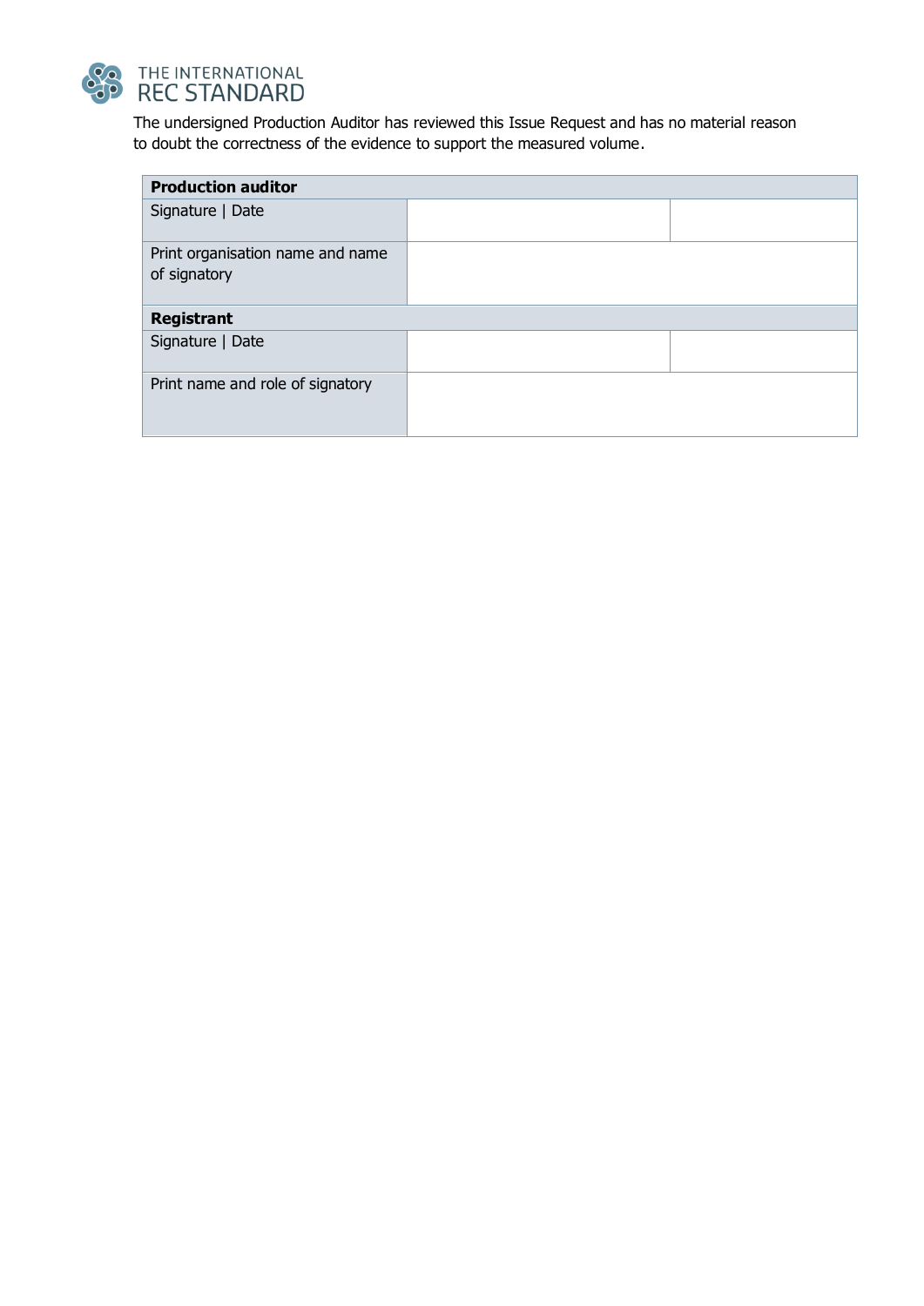The undersigned Production Auditor has reviewed this Issue Request and has no material reason to doubt the correctness of the evidence to support the measured volume.

| | | |
|---|---|---|
| **Production auditor** | | |
| Signature \| Date | | |
| Print organisation name and name of signatory | | |
| **Registrant** | | |
| Signature \| Date | | |
| Print name and role of signatory | | |